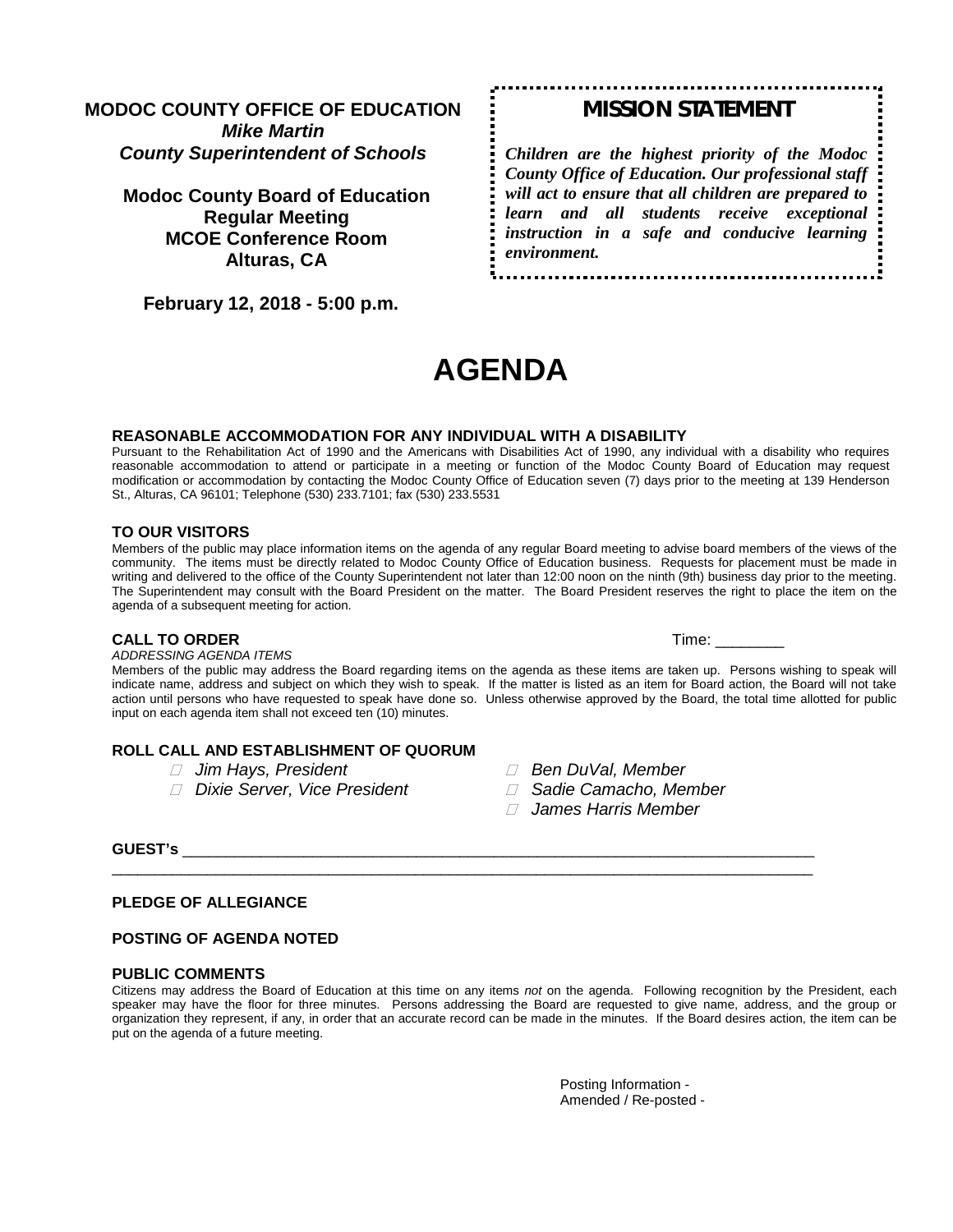**MODOC COUNTY OFFICE OF EDUCATION**
***Mike Martin***
***County Superintendent of Schools***

**Modoc County Board of Education**
**Regular Meeting**
**MCOE Conference Room**
**Alturas, CA**

**February 12, 2018 - 5:00 p.m.**

## MISSION STATEMENT

***Children are the highest priority of the Modoc County Office of Education. Our professional staff will act to ensure that all children are prepared to learn and all students receive exceptional instruction in a safe and conducive learning environment.***

# AGENDA

### REASONABLE ACCOMMODATION FOR ANY INDIVIDUAL WITH A DISABILITY

Pursuant to the Rehabilitation Act of 1990 and the Americans with Disabilities Act of 1990, any individual with a disability who requires reasonable accommodation to attend or participate in a meeting or function of the Modoc County Board of Education may request modification or accommodation by contacting the Modoc County Office of Education seven (7) days prior to the meeting at 139 Henderson St., Alturas, CA 96101; Telephone (530) 233.7101; fax (530) 233.5531

### TO OUR VISITORS

Members of the public may place information items on the agenda of any regular Board meeting to advise board members of the views of the community. The items must be directly related to Modoc County Office of Education business. Requests for placement must be made in writing and delivered to the office of the County Superintendent not later than 12:00 noon on the ninth (9th) business day prior to the meeting. The Superintendent may consult with the Board President on the matter. The Board President reserves the right to place the item on the agenda of a subsequent meeting for action.

### CALL TO ORDER

Time: ________

*ADDRESSING AGENDA ITEMS*

Members of the public may address the Board regarding items on the agenda as these items are taken up. Persons wishing to speak will indicate name, address and subject on which they wish to speak. If the matter is listed as an item for Board action, the Board will not take action until persons who have requested to speak have done so. Unless otherwise approved by the Board, the total time allotted for public input on each agenda item shall not exceed ten (10) minutes.

### ROLL CALL AND ESTABLISHMENT OF QUORUM

- *Jim Hays, President*
- *Dixie Server, Vice President*
- *Ben DuVal, Member*
- *Sadie Camacho, Member*
- *James Harris Member*

**GUEST's** ____________________________________________________________________________

____________________________________________________________________________________

### PLEDGE OF ALLEGIANCE

### POSTING OF AGENDA NOTED

### PUBLIC COMMENTS

Citizens may address the Board of Education at this time on any items *not* on the agenda. Following recognition by the President, each speaker may have the floor for three minutes. Persons addressing the Board are requested to give name, address, and the group or organization they represent, if any, in order that an accurate record can be made in the minutes. If the Board desires action, the item can be put on the agenda of a future meeting.

Posting Information -
Amended / Re-posted -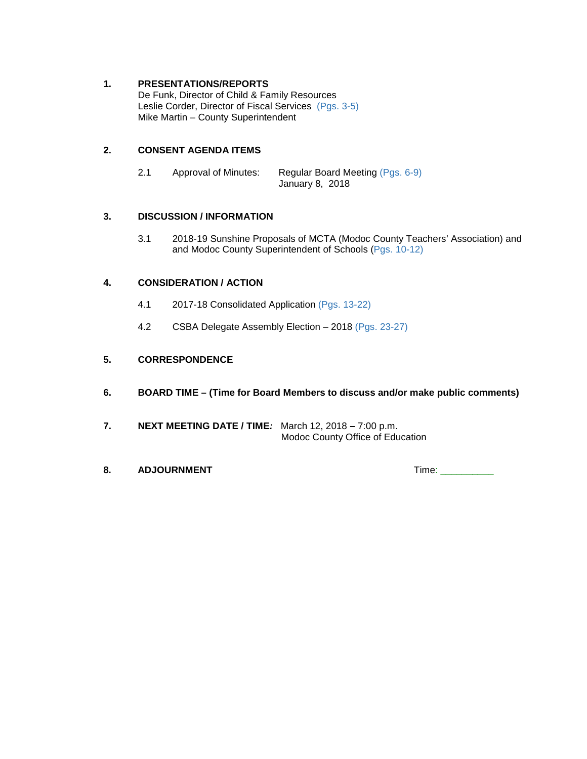**1. PRESENTATIONS/REPORTS**

De Funk, Director of Child & Family Resources
Leslie Corder, Director of Fiscal Services (Pgs. 3-5)
Mike Martin – County Superintendent

**2. CONSENT AGENDA ITEMS**

2.1 Approval of Minutes: Regular Board Meeting (Pgs. 6-9)
January 8, 2018

**3. DISCUSSION / INFORMATION**

3.1 2018-19 Sunshine Proposals of MCTA (Modoc County Teachers' Association) and and Modoc County Superintendent of Schools (Pgs. 10-12)

**4. CONSIDERATION / ACTION**

4.1 2017-18 Consolidated Application (Pgs. 13-22)

4.2 CSBA Delegate Assembly Election – 2018 (Pgs. 23-27)

**5. CORRESPONDENCE**

**6. BOARD TIME – (Time for Board Members to discuss and/or make public comments)**

**7. NEXT MEETING DATE / TIME:** March 12, 2018 **–** 7:00 p.m.
Modoc County Office of Education

**8. ADJOURNMENT** Time: __________